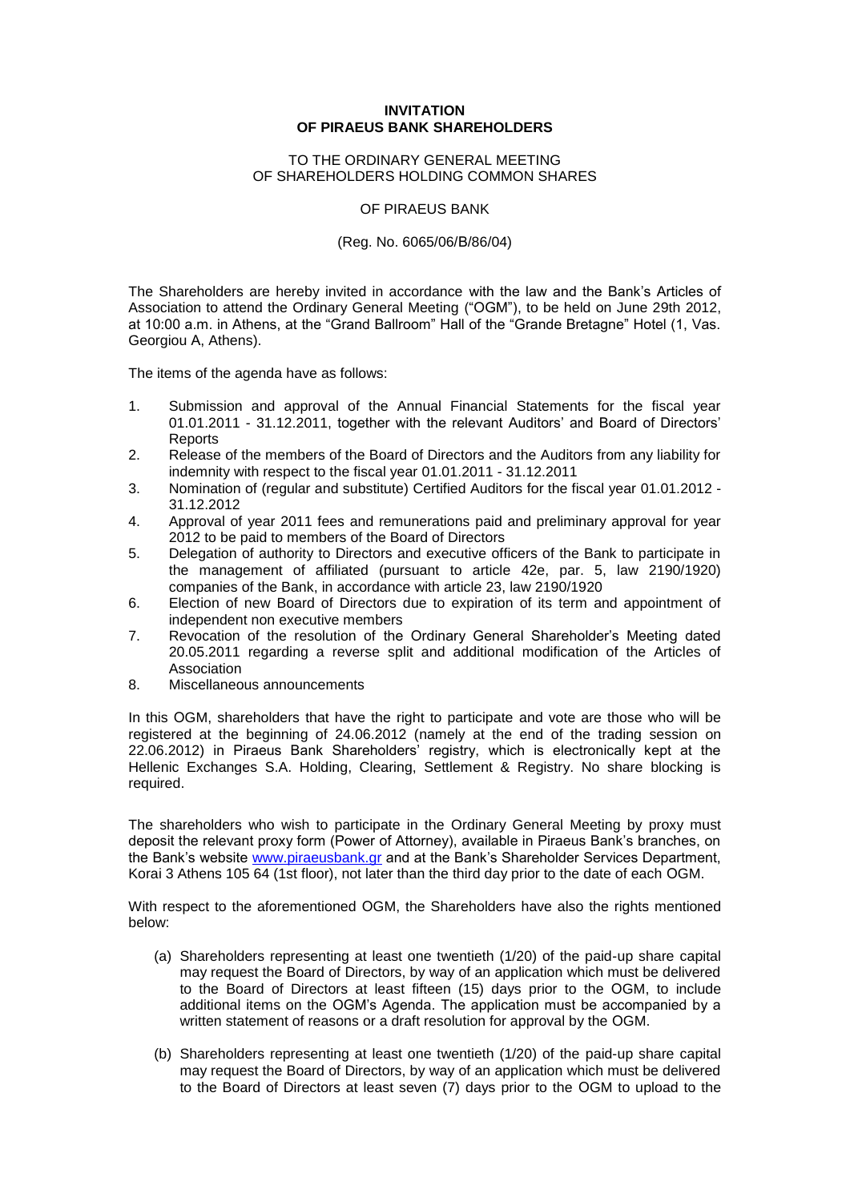# INVITATION
# OF PIRAEUS BANK SHAREHOLDERS

TO THE ORDINARY GENERAL MEETING
OF SHAREHOLDERS HOLDING COMMON SHARES

OF PIRAEUS BANK

(Reg. No. 6065/06/B/86/04)

The Shareholders are hereby invited in accordance with the law and the Bank's Articles of Association to attend the Ordinary General Meeting ("OGM"), to be held on June 29th 2012, at 10:00 a.m. in Athens, at the "Grand Ballroom" Hall of the "Grande Bretagne" Hotel (1, Vas. Georgiou A, Athens).

The items of the agenda have as follows:

1. Submission and approval of the Annual Financial Statements for the fiscal year 01.01.2011 - 31.12.2011, together with the relevant Auditors' and Board of Directors' Reports
2. Release of the members of the Board of Directors and the Auditors from any liability for indemnity with respect to the fiscal year 01.01.2011 - 31.12.2011
3. Nomination of (regular and substitute) Certified Auditors for the fiscal year 01.01.2012 - 31.12.2012
4. Approval of year 2011 fees and remunerations paid and preliminary approval for year 2012 to be paid to members of the Board of Directors
5. Delegation of authority to Directors and executive officers of the Bank to participate in the management of affiliated (pursuant to article 42e, par. 5, law 2190/1920) companies of the Bank, in accordance with article 23, law 2190/1920
6. Election of new Board of Directors due to expiration of its term and appointment of independent non executive members
7. Revocation of the resolution of the Ordinary General Shareholder's Meeting dated 20.05.2011 regarding a reverse split and additional modification of the Articles of Association
8. Miscellaneous announcements

In this OGM, shareholders that have the right to participate and vote are those who will be registered at the beginning of 24.06.2012 (namely at the end of the trading session on 22.06.2012) in Piraeus Bank Shareholders' registry, which is electronically kept at the Hellenic Exchanges S.A. Holding, Clearing, Settlement & Registry. No share blocking is required.

The shareholders who wish to participate in the Ordinary General Meeting by proxy must deposit the relevant proxy form (Power of Attorney), available in Piraeus Bank's branches, on the Bank's website www.piraeusbank.gr and at the Bank's Shareholder Services Department, Korai 3 Athens 105 64 (1st floor), not later than the third day prior to the date of each OGM.

With respect to the aforementioned OGM, the Shareholders have also the rights mentioned below:

(a) Shareholders representing at least one twentieth (1/20) of the paid-up share capital may request the Board of Directors, by way of an application which must be delivered to the Board of Directors at least fifteen (15) days prior to the OGM, to include additional items on the OGM's Agenda. The application must be accompanied by a written statement of reasons or a draft resolution for approval by the OGM.

(b) Shareholders representing at least one twentieth (1/20) of the paid-up share capital may request the Board of Directors, by way of an application which must be delivered to the Board of Directors at least seven (7) days prior to the OGM to upload to the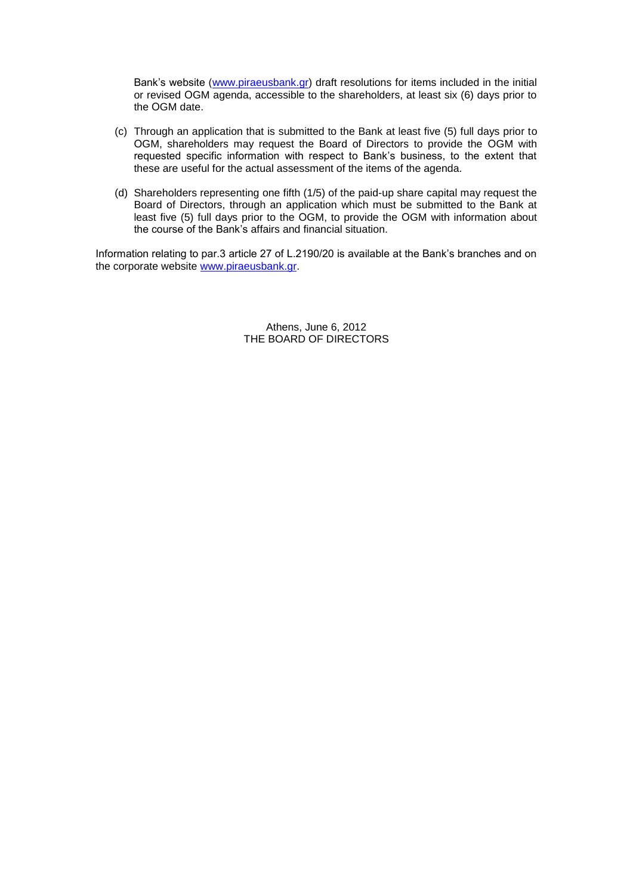Bank's website (www.piraeusbank.gr) draft resolutions for items included in the initial or revised OGM agenda, accessible to the shareholders, at least six (6) days prior to the OGM date.

(c) Through an application that is submitted to the Bank at least five (5) full days prior to OGM, shareholders may request the Board of Directors to provide the OGM with requested specific information with respect to Bank's business, to the extent that these are useful for the actual assessment of the items of the agenda.

(d) Shareholders representing one fifth (1/5) of the paid-up share capital may request the Board of Directors, through an application which must be submitted to the Bank at least five (5) full days prior to the OGM, to provide the OGM with information about the course of the Bank's affairs and financial situation.

Information relating to par.3 article 27 of L.2190/20 is available at the Bank's branches and on the corporate website www.piraeusbank.gr.

Athens, June 6, 2012
THE BOARD OF DIRECTORS